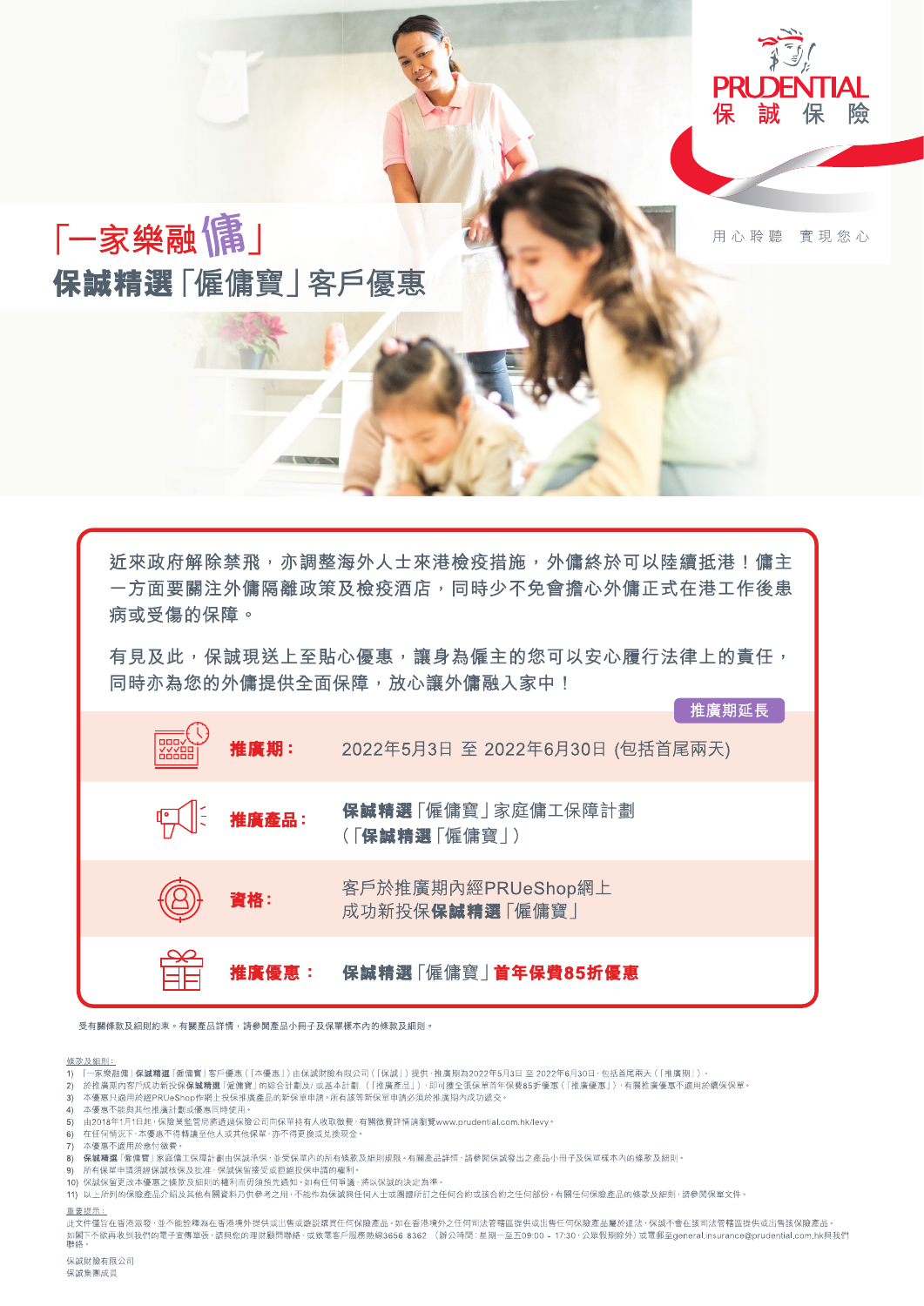PRUDENTIAL 保誠保險

用心聆聽 實現您心

# 「一家樂融傭」
## 保誠精選「僱傭寶」客戶優惠

近來政府解除禁飛，亦調整海外人士來港檢疫措施，外傭終於可以陸續抵港！傭主一方面要關注外傭隔離政策及檢疫酒店，同時少不免會擔心外傭正式在港工作後患病或受傷的保障。

有見及此，保誠現送上至貼心優惠，讓身為僱主的您可以安心履行法律上的責任，同時亦為您的外傭提供全面保障，放心讓外傭融入家中！

推廣期延長

| | |
|---|---|
| **推廣期：** | 2022年5月3日 至 2022年6月30日 (包括首尾兩天) |
| **推廣產品：** | **保誠精選**「僱傭寶」家庭傭工保障計劃（「**保誠精選**「僱傭寶」） |
| **資格：** | 客戶於推廣期內經PRUeShop網上成功新投保**保誠精選**「僱傭寶」 |
| **推廣優惠：** | **保誠精選**「僱傭寶」**首年保費85折優惠** |

受有關條款及細則約束。有關產品詳情，請參閱產品小冊子及保單樣本內的條款及細則。

條款及細則：

1) 「一家樂融傭」**保誠精選**「僱傭寶」客戶優惠（「本優惠」）由保誠財險有限公司（「保誠」）提供，推廣期為2022年5月3日 至 2022年6月30日，包括首尾兩天（「推廣期」）。
2) 於推廣期內客戶成功新投保**保誠精選**「僱傭寶」的綜合計劃及/ 或基本計劃 （「推廣產品」），即可獲全張保單首年保費85折優惠（「推廣優惠」），有關推廣優惠不適用於續保保單。
3) 本優惠只適用於經PRUeShop作網上投保推廣產品的新保單申請。所有該等新保單申請必須於推廣期內成功遞交。
4) 本優惠不能與其他推廣計劃或優惠同時使用。
5) 由2018年1月1日起，保險業監管局將透過保險公司向保單持有人收取徵費，有關徵費詳情請瀏覽www.prudential.com.hk/levy。
6) 在任何情況下，本優惠不得轉讓至他人或其他保單，亦不得更換或兌換現金。
7) 本優惠不適用於繳付徵費。
8) **保誠精選**「僱傭寶」家庭傭工保障計劃由保誠承保，並受保單內的所有條款及細則規限。有關產品詳情，請參閱保誠發出之產品小冊子及保單樣本內的條款及細則。
9) 所有保單申請須經保誠核保及批准，保誠保留接受或拒絕投保申請的權利。
10) 保誠保留更改本優惠之條款及細則的權利而毋須預先通知。如有任何爭議，將以保誠的決定為準。
11) 以上所列的保險產品介紹及其他有關資料只供參考之用，不能作為保誠與任何人士或團體所訂之任何合約或該合約之任何部份。有關任何保險產品的條款及細則，請參閱保單文件。

重要提示：

此文件僅旨在香港派發，並不能詮釋為在香港境外提供或出售或遊說購買任何保險產品。如在香港境外之任何司法管轄區提供或出售任何保險產品屬於違法，保誠不會在該司法管轄區提供或出售該保險產品。
如閣下不欲再收到我們的電子宣傳單張，請與您的理財顧問聯絡，或致電客戶服務熱線3656 8362 （辦公時間：星期一至五09:00 - 17:30，公眾假期除外）或電郵至general.insurance@prudential.com.hk與我們聯絡。

保誠財險有限公司
保誠集團成員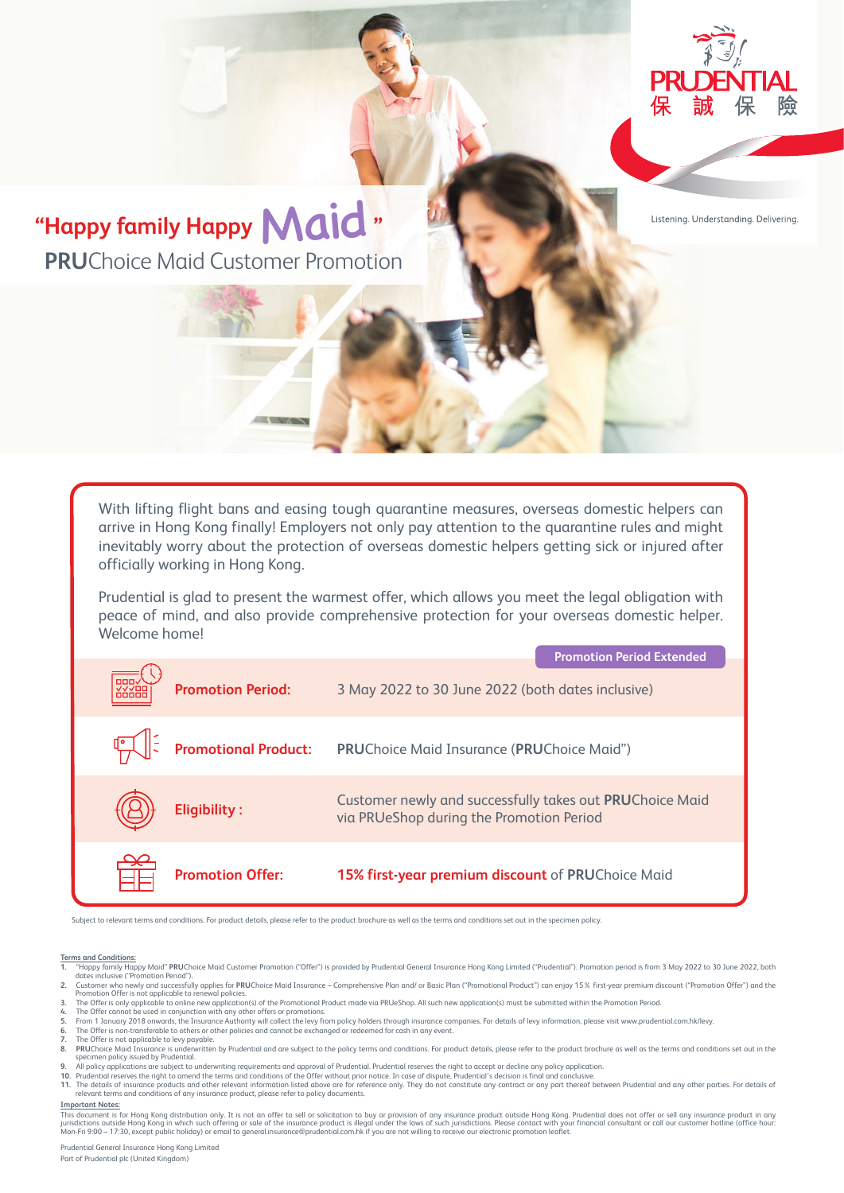PRUDENTIAL 保誠保險

Listening. Understanding. Delivering.

# "Happy family Happy Maid"

## PRUChoice Maid Customer Promotion

With lifting flight bans and easing tough quarantine measures, overseas domestic helpers can arrive in Hong Kong finally! Employers not only pay attention to the quarantine rules and might inevitably worry about the protection of overseas domestic helpers getting sick or injured after officially working in Hong Kong.

Prudential is glad to present the warmest offer, which allows you meet the legal obligation with peace of mind, and also provide comprehensive protection for your overseas domestic helper. Welcome home!

Promotion Period Extended

| | |
|---|---|
| **Promotion Period:** | 3 May 2022 to 30 June 2022 (both dates inclusive) |
| **Promotional Product:** | **PRU**Choice Maid Insurance (**PRU**Choice Maid") |
| **Eligibility :** | Customer newly and successfully takes out **PRU**Choice Maid via PRUeShop during the Promotion Period |
| **Promotion Offer:** | **15% first-year premium discount** of **PRU**Choice Maid |

Subject to relevant terms and conditions. For product details, please refer to the product brochure as well as the terms and conditions set out in the specimen policy.

**Terms and Conditions:**

1. "Happy family Happy Maid" **PRU**Choice Maid Customer Promotion ("Offer") is provided by Prudential General Insurance Hong Kong Limited ("Prudential"). Promotion period is from 3 May 2022 to 30 June 2022, both dates inclusive ("Promotion Period").
2. Customer who newly and successfully applies for **PRU**Choice Maid Insurance – Comprehensive Plan and/ or Basic Plan ("Promotional Product") can enjoy 15% first-year premium discount ("Promotion Offer") and the Promotion Offer is not applicable to renewal policies.
3. The Offer is only applicable to online new application(s) of the Promotional Product made via PRUeShop. All such new application(s) must be submitted within the Promotion Period.
4. The Offer cannot be used in conjunction with any other offers or promotions.
5. From 1 January 2018 onwards, the Insurance Authority will collect the levy from policy holders through insurance companies. For details of levy information, please visit www.prudential.com.hk/levy.
6. The Offer is non-transferable to others or other policies and cannot be exchanged or redeemed for cash in any event.
7. The Offer is not applicable to levy payable.
8. **PRU**Choice Maid Insurance is underwritten by Prudential and are subject to the policy terms and conditions. For product details, please refer to the product brochure as well as the terms and conditions set out in the specimen policy issued by Prudential.
9. All policy applications are subject to underwriting requirements and approval of Prudential. Prudential reserves the right to accept or decline any policy application.
10. Prudential reserves the right to amend the terms and conditions of the Offer without prior notice. In case of dispute, Prudential's decision is final and conclusive.
11. The details of insurance products and other relevant information listed above are for reference only. They do not constitute any contract or any part thereof between Prudential and any other parties. For details of relevant terms and conditions of any insurance product, please refer to policy documents.

**Important Notes:**

This document is for Hong Kong distribution only. It is not an offer to sell or solicitation to buy or provision of any insurance product outside Hong Kong. Prudential does not offer or sell any insurance product in any jurisdictions outside Hong Kong in which such offering or sale of the insurance product is illegal under the laws of such jurisdictions. Please contact with your financial consultant or call our customer hotline (office hour: Mon-Fri 9:00 – 17:30, except public holiday) or email to general.insurance@prudential.com.hk if you are not willing to receive our electronic promotion leaflet.

Prudential General Insurance Hong Kong Limited
Part of Prudential plc (United Kingdom)